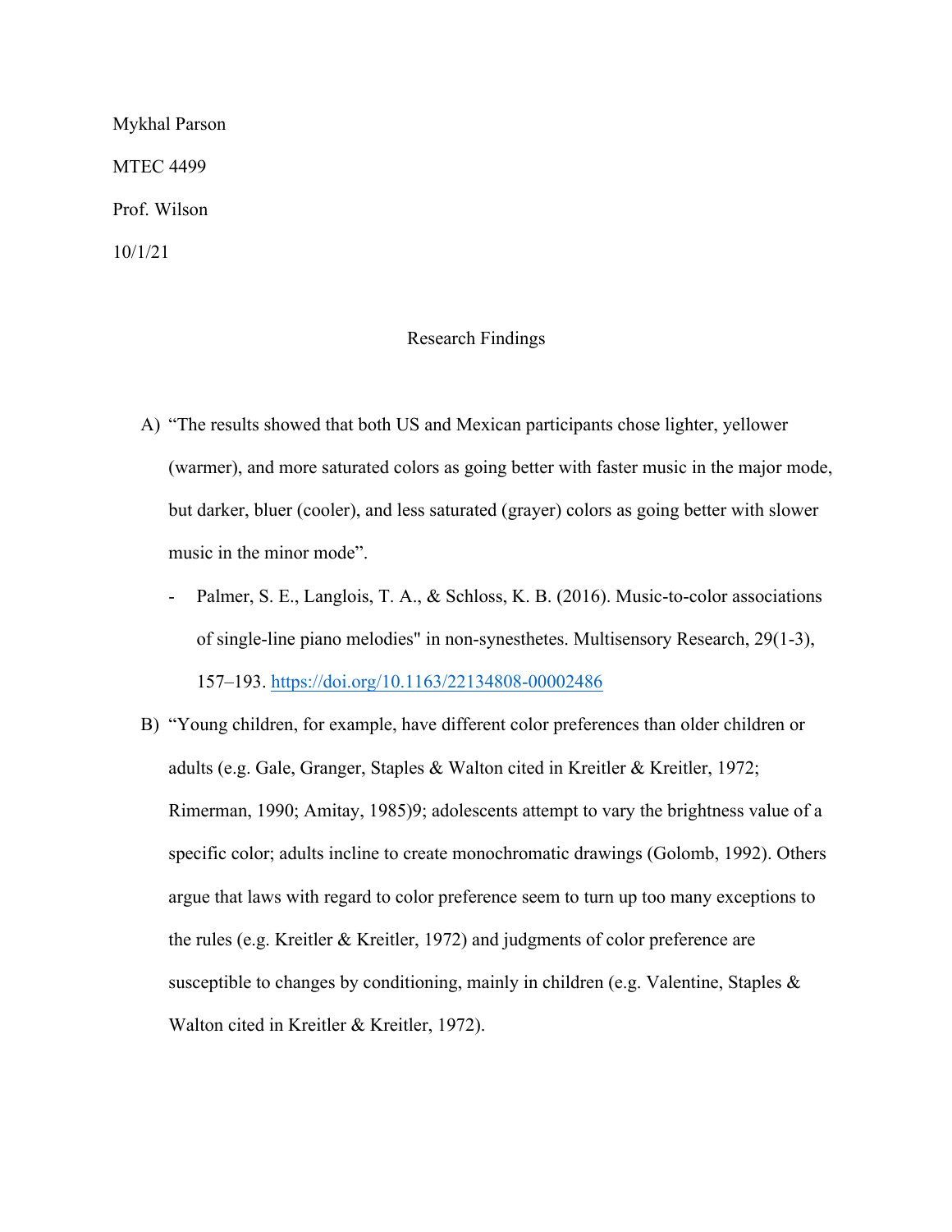Mykhal Parson

MTEC 4499

Prof. Wilson

10/1/21

Research Findings

A) "The results showed that both US and Mexican participants chose lighter, yellower (warmer), and more saturated colors as going better with faster music in the major mode, but darker, bluer (cooler), and less saturated (grayer) colors as going better with slower music in the minor mode".

   - Palmer, S. E., Langlois, T. A., & Schloss, K. B. (2016). Music-to-color associations of single-line piano melodies" in non-synesthetes. Multisensory Research, 29(1-3), 157–193. https://doi.org/10.1163/22134808-00002486

B) "Young children, for example, have different color preferences than older children or adults (e.g. Gale, Granger, Staples & Walton cited in Kreitler & Kreitler, 1972; Rimerman, 1990; Amitay, 1985)9; adolescents attempt to vary the brightness value of a specific color; adults incline to create monochromatic drawings (Golomb, 1992). Others argue that laws with regard to color preference seem to turn up too many exceptions to the rules (e.g. Kreitler & Kreitler, 1972) and judgments of color preference are susceptible to changes by conditioning, mainly in children (e.g. Valentine, Staples & Walton cited in Kreitler & Kreitler, 1972).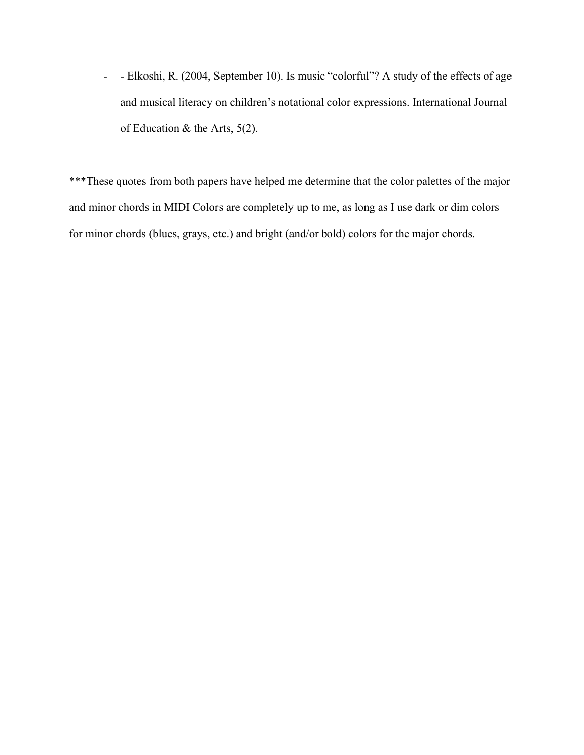- - Elkoshi, R. (2004, September 10). Is music "colorful"? A study of the effects of age and musical literacy on children's notational color expressions. International Journal of Education & the Arts, 5(2).

***These quotes from both papers have helped me determine that the color palettes of the major and minor chords in MIDI Colors are completely up to me, as long as I use dark or dim colors for minor chords (blues, grays, etc.) and bright (and/or bold) colors for the major chords.